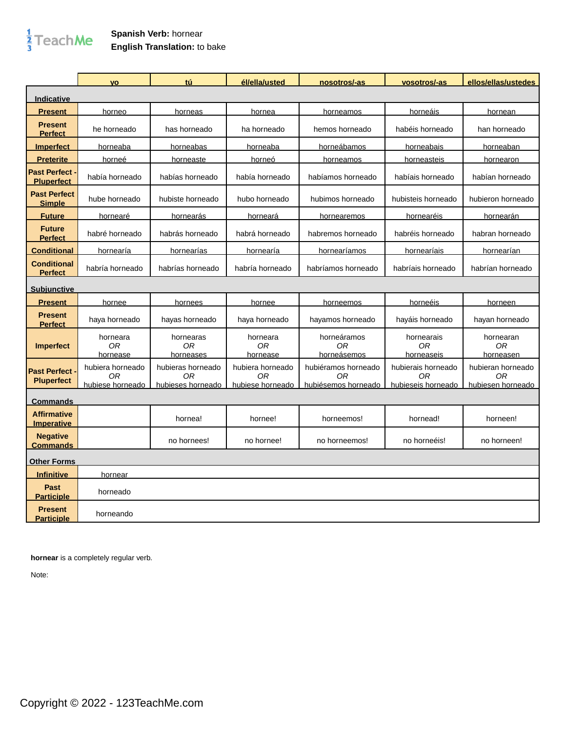**Spanish Verb:** hornear
**English Translation:** to bake

| | yo | tú | él/ella/usted | nosotros/-as | vosotros/-as | ellos/ellas/ustedes |
|---|---|---|---|---|---|---|
| **Indicative** | | | | | | |
| **Present** | horneo | horneas | hornea | horneamos | horneáis | hornean |
| **Present Perfect** | he horneado | has horneado | ha horneado | hemos horneado | habéis horneado | han horneado |
| **Imperfect** | horneaba | horneabas | horneaba | horneábamos | horneabais | horneaban |
| **Preterite** | horneé | horneaste | horneó | horneamos | horneasteis | hornearon |
| **Past Perfect - Pluperfect** | había horneado | habías horneado | había horneado | habíamos horneado | habíais horneado | habían horneado |
| **Past Perfect Simple** | hube horneado | hubiste horneado | hubo horneado | hubimos horneado | hubisteis horneado | hubieron horneado |
| **Future** | hornearé | hornearás | horneará | hornearemos | hornearéis | hornearán |
| **Future Perfect** | habré horneado | habrás horneado | habrá horneado | habremos horneado | habréis horneado | habran horneado |
| **Conditional** | hornearía | hornearías | hornearía | hornearíamos | hornearíais | hornearían |
| **Conditional Perfect** | habría horneado | habrías horneado | habría horneado | habríamos horneado | habríais horneado | habrían horneado |
| **Subjunctive** | | | | | | |
| **Present** | hornee | hornees | hornee | horneemos | horneéis | horneen |
| **Present Perfect** | haya horneado | hayas horneado | haya horneado | hayamos horneado | hayáis horneado | hayan horneado |
| **Imperfect** | horneara *OR* hornease | hornearas *OR* horneases | horneara *OR* hornease | horneáramos *OR* horneásemos | hornearais *OR* horneaseis | hornearan *OR* horneasen |
| **Past Perfect - Pluperfect** | hubiera horneado *OR* hubiese horneado | hubieras horneado *OR* hubieses horneado | hubiera horneado *OR* hubiese horneado | hubiéramos horneado *OR* hubiésemos horneado | hubierais horneado *OR* hubieseis horneado | hubieran horneado *OR* hubiesen horneado |
| **Commands** | | | | | | |
| **Affirmative Imperative** | | hornea! | hornee! | horneemos! | hornead! | horneen! |
| **Negative Commands** | | no hornees! | no hornee! | no horneemos! | no horneéis! | no horneen! |
| **Other Forms** | | | | | | |
| **Infinitive** | hornear | | | | | |
| **Past Participle** | horneado | | | | | |
| **Present Participle** | horneando | | | | | |

**hornear** is a completely regular verb.

Note:

Copyright © 2022 - 123TeachMe.com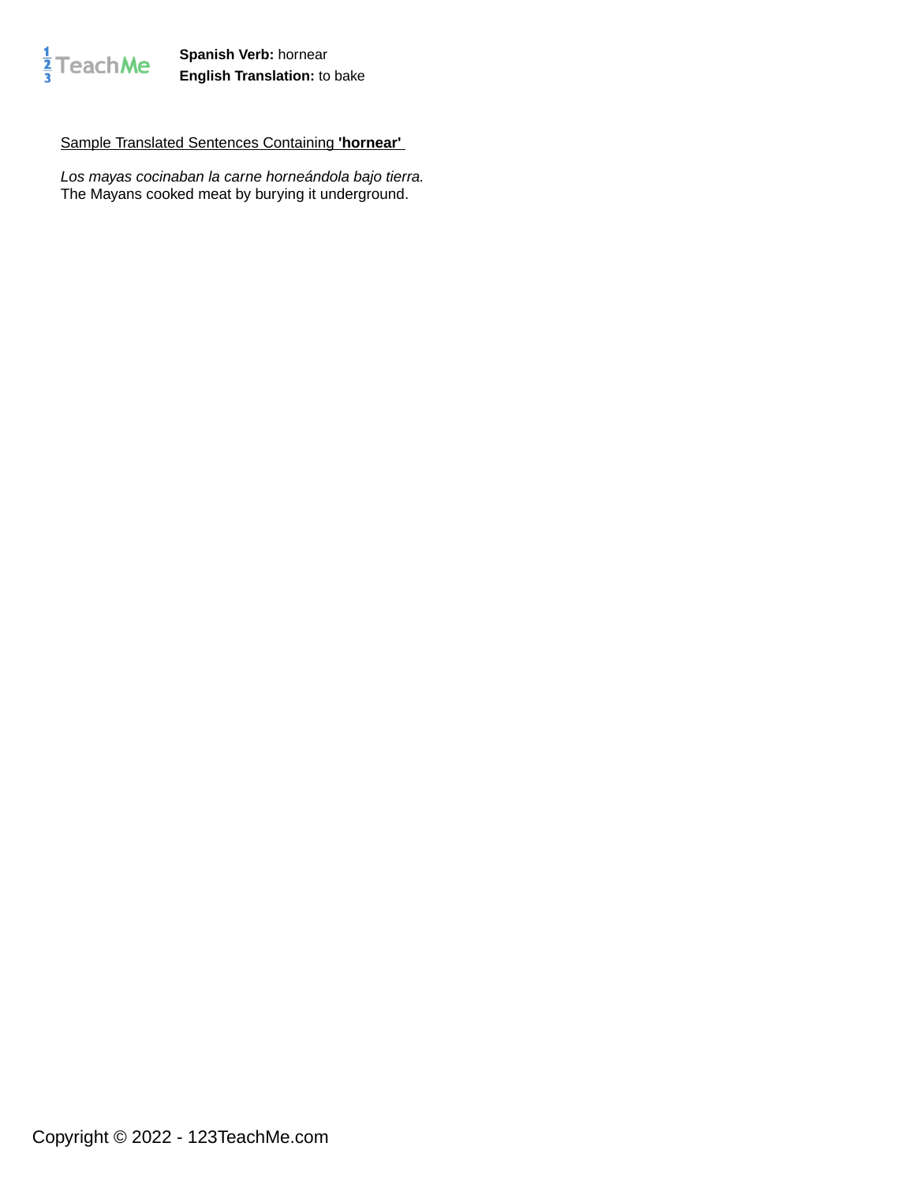**Spanish Verb:** hornear
**English Translation:** to bake

Sample Translated Sentences Containing **'hornear'**

*Los mayas cocinaban la carne horneándola bajo tierra.*
The Mayans cooked meat by burying it underground.

Copyright © 2022 - 123TeachMe.com